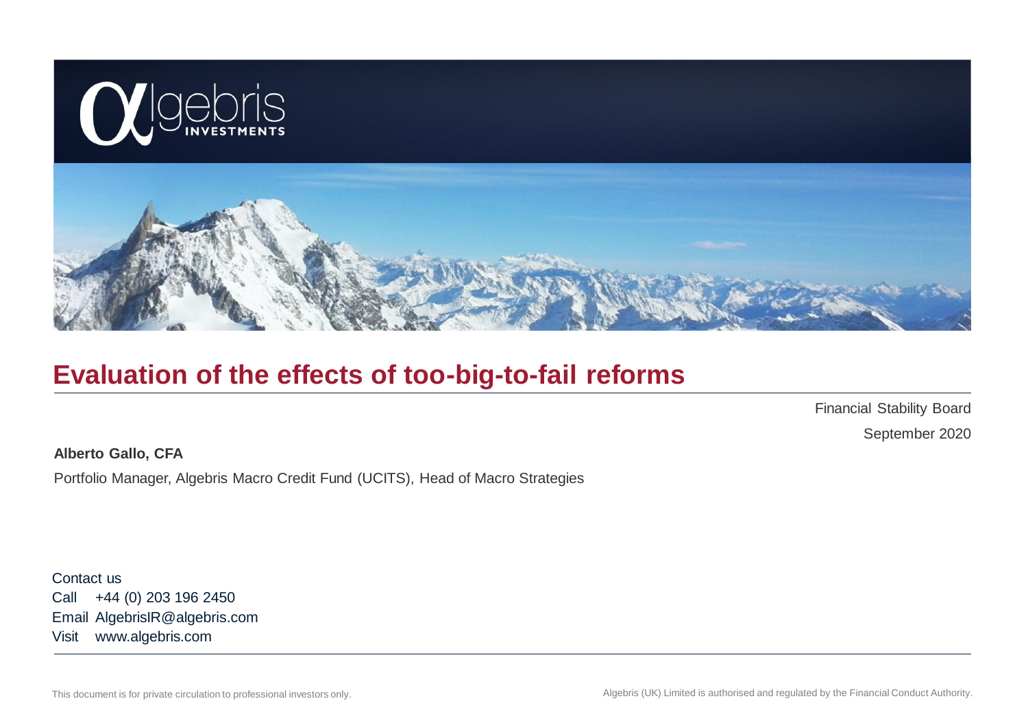# Evaluation of the effects of too-big-to-fail reforms

Financial Stability Board

September 2020

**Alberto Gallo, CFA**

Portfolio Manager, Algebris Macro Credit Fund (UCITS), Head of Macro Strategies

Contact us

Call +44 (0) 203 196 2450

Email AlgebrisIR@algebris.com

Visit www.algebris.com

This document is for private circulation to professional investors only.

Algebris (UK) Limited is authorised and regulated by the Financial Conduct Authority.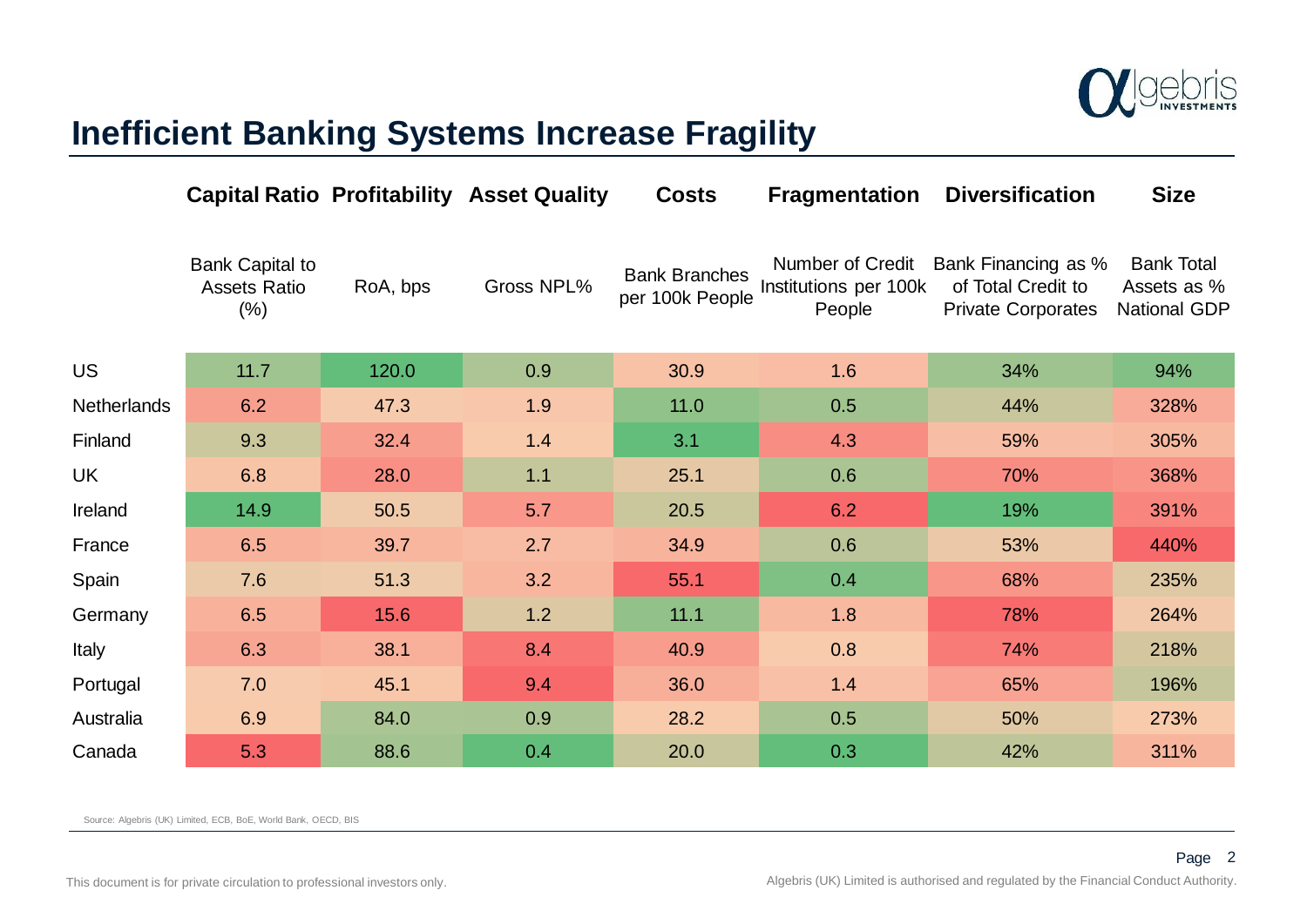# Inefficient Banking Systems Increase Fragility

| | Capital Ratio | Profitability | Asset Quality | Costs | Fragmentation | Diversification | Size |
|---|---|---|---|---|---|---|---|
| | Bank Capital to Assets Ratio (%) | RoA, bps | Gross NPL% | Bank Branches per 100k People | Number of Credit Institutions per 100k People | Bank Financing as % of Total Credit to Private Corporates | Bank Total Assets as % National GDP |
| US | 11.7 | 120.0 | 0.9 | 30.9 | 1.6 | 34% | 94% |
| Netherlands | 6.2 | 47.3 | 1.9 | 11.0 | 0.5 | 44% | 328% |
| Finland | 9.3 | 32.4 | 1.4 | 3.1 | 4.3 | 59% | 305% |
| UK | 6.8 | 28.0 | 1.1 | 25.1 | 0.6 | 70% | 368% |
| Ireland | 14.9 | 50.5 | 5.7 | 20.5 | 6.2 | 19% | 391% |
| France | 6.5 | 39.7 | 2.7 | 34.9 | 0.6 | 53% | 440% |
| Spain | 7.6 | 51.3 | 3.2 | 55.1 | 0.4 | 68% | 235% |
| Germany | 6.5 | 15.6 | 1.2 | 11.1 | 1.8 | 78% | 264% |
| Italy | 6.3 | 38.1 | 8.4 | 40.9 | 0.8 | 74% | 218% |
| Portugal | 7.0 | 45.1 | 9.4 | 36.0 | 1.4 | 65% | 196% |
| Australia | 6.9 | 84.0 | 0.9 | 28.2 | 0.5 | 50% | 273% |
| Canada | 5.3 | 88.6 | 0.4 | 20.0 | 0.3 | 42% | 311% |

Source: Algebris (UK) Limited, ECB, BoE, World Bank, OECD, BIS

This document is for private circulation to professional investors only.

Algebris (UK) Limited is authorised and regulated by the Financial Conduct Authority.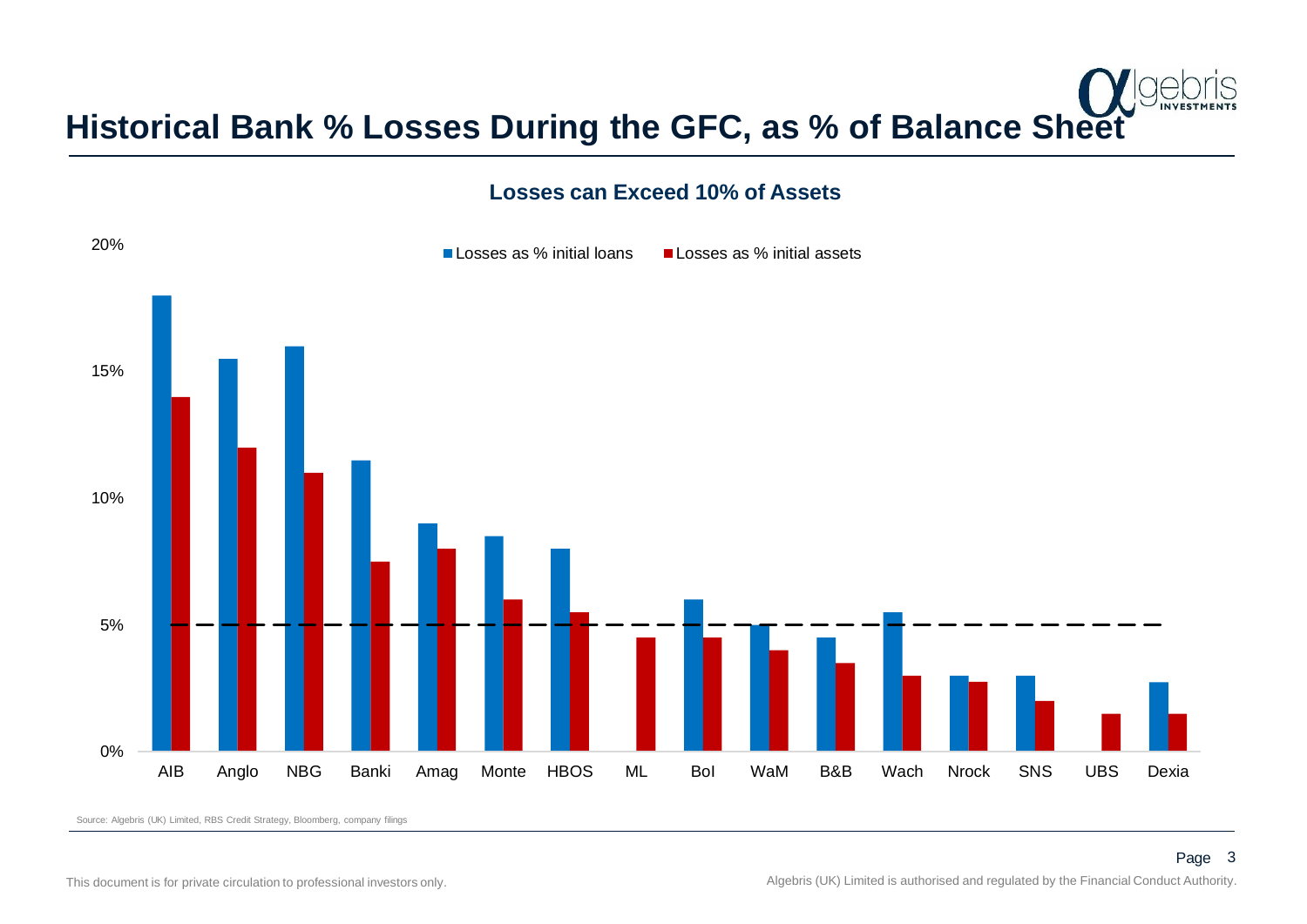# Historical Bank % Losses During the GFC, as % of Balance Sheet

## Losses can Exceed 10% of Assets

| Bank | Losses as % initial loans | Losses as % initial assets |
|---|---|---|
| AIB | 18% | 14% |
| Anglo | 15.5% | 12% |
| NBG | 16% | 11% |
| Banki | 11.5% | 7.5% |
| Amag | 9% | 8% |
| Monte | 8.5% | 6% |
| HBOS | 8% | 5.5% |
| ML | | 4.5% |
| BoI | 6% | 4.5% |
| WaM | 5% | 4% |
| B&B | 4.5% | 3.5% |
| Wach | 5.5% | 3% |
| Nrock | 3% | 2.75% |
| SNS | 3% | 2% |
| UBS | | 1.5% |
| Dexia | 2.75% | 1.5% |

Source: Algebris (UK) Limited, RBS Credit Strategy, Bloomberg, company filings

This document is for private circulation to professional investors only.

Algebris (UK) Limited is authorised and regulated by the Financial Conduct Authority.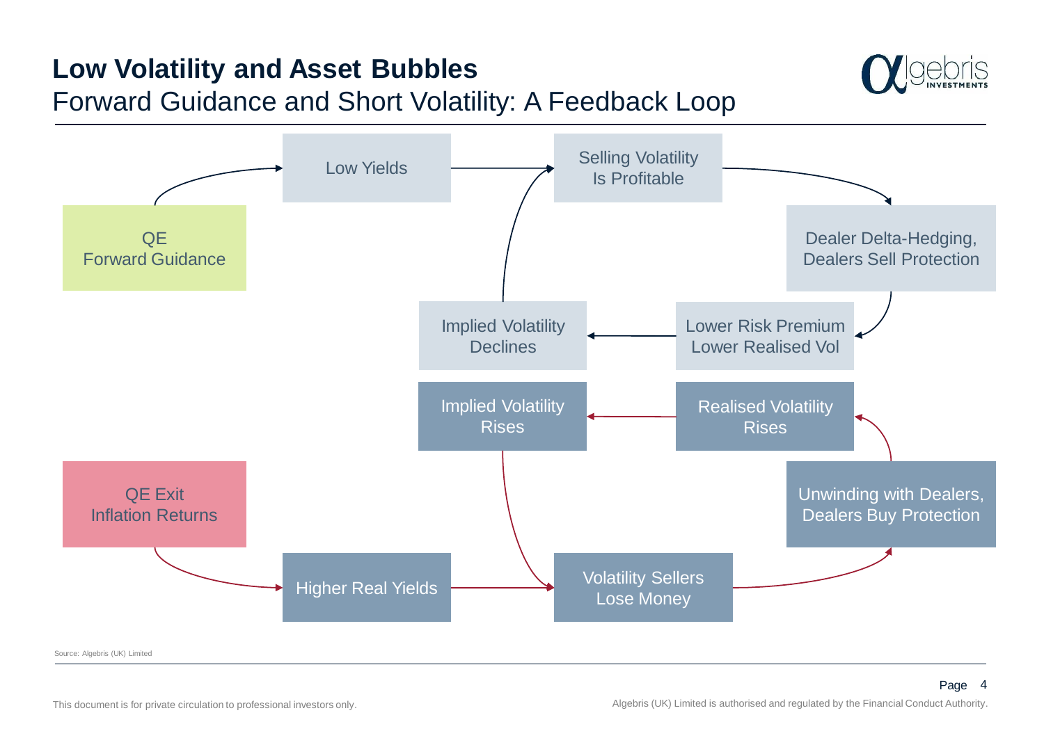# Low Volatility and Asset Bubbles

## Forward Guidance and Short Volatility: A Feedback Loop

QE
Forward Guidance

Low Yields

Selling Volatility
Is Profitable

Dealer Delta-Hedging,
Dealers Sell Protection

Lower Risk Premium
Lower Realised Vol

Implied Volatility
Declines

Implied Volatility
Rises

Realised Volatility
Rises

QE Exit
Inflation Returns

Unwinding with Dealers,
Dealers Buy Protection

Higher Real Yields

Volatility Sellers
Lose Money

Source: Algebris (UK) Limited

This document is for private circulation to professional investors only.

Algebris (UK) Limited is authorised and regulated by the Financial Conduct Authority.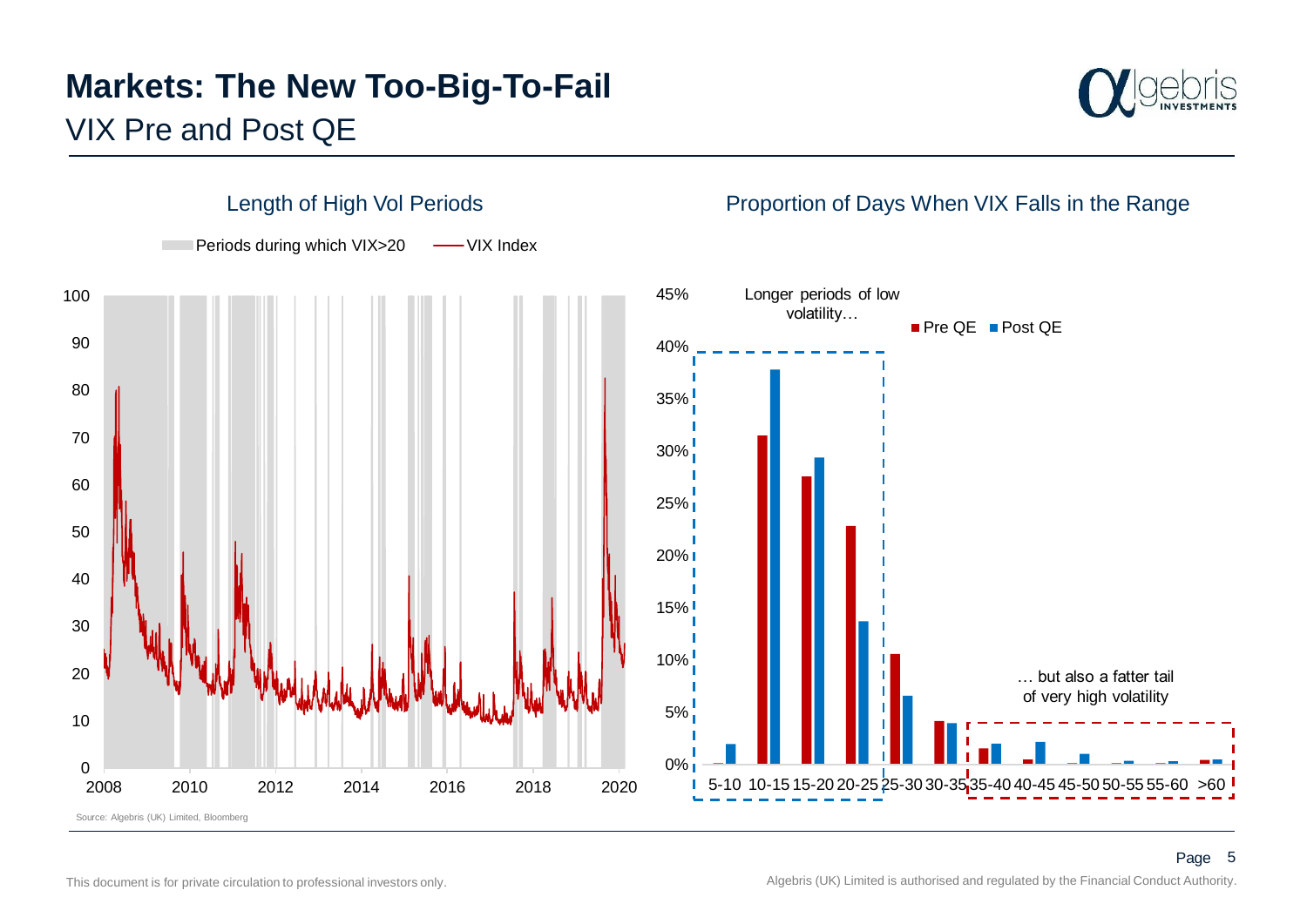# Markets: The New Too-Big-To-Fail

## VIX Pre and Post QE

### Length of High Vol Periods

Periods during which VIX>20 — VIX Index

### Proportion of Days When VIX Falls in the Range

Pre QE ■ Post QE

Longer periods of low volatility…

… but also a fatter tail of very high volatility

Source: Algebris (UK) Limited, Bloomberg

This document is for private circulation to professional investors only.

Algebris (UK) Limited is authorised and regulated by the Financial Conduct Authority.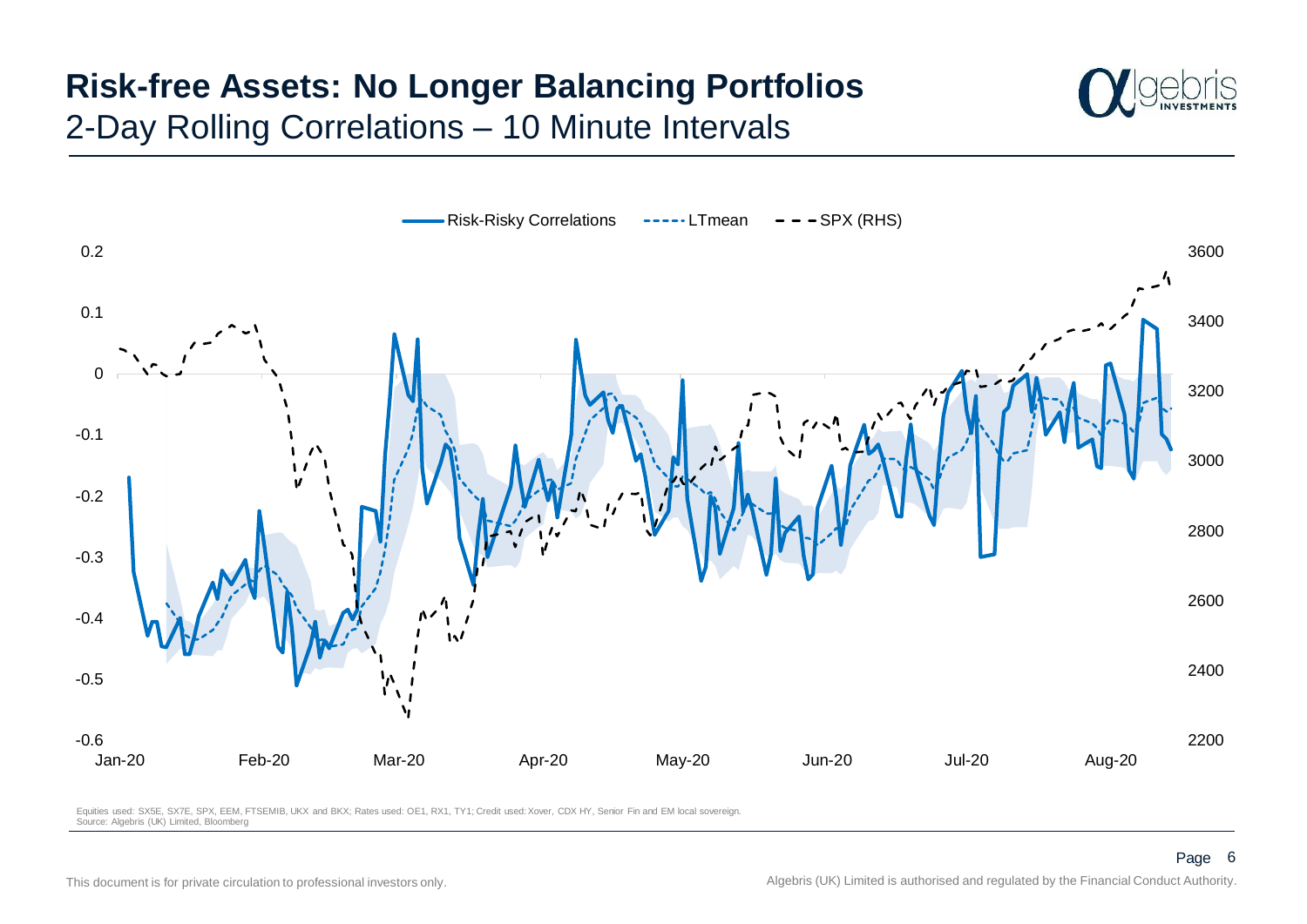# Risk-free Assets: No Longer Balancing Portfolios

## 2-Day Rolling Correlations – 10 Minute Intervals

Risk-Risky Correlations | LTmean | SPX (RHS)

Equities used: SX5E, SX7E, SPX, EEM, FTSEMIB, UKX and BKX; Rates used: OE1, RX1, TY1; Credit used: Xover, CDX HY, Senior Fin and EM local sovereign.
Source: Algebris (UK) Limited, Bloomberg

This document is for private circulation to professional investors only.

Algebris (UK) Limited is authorised and regulated by the Financial Conduct Authority.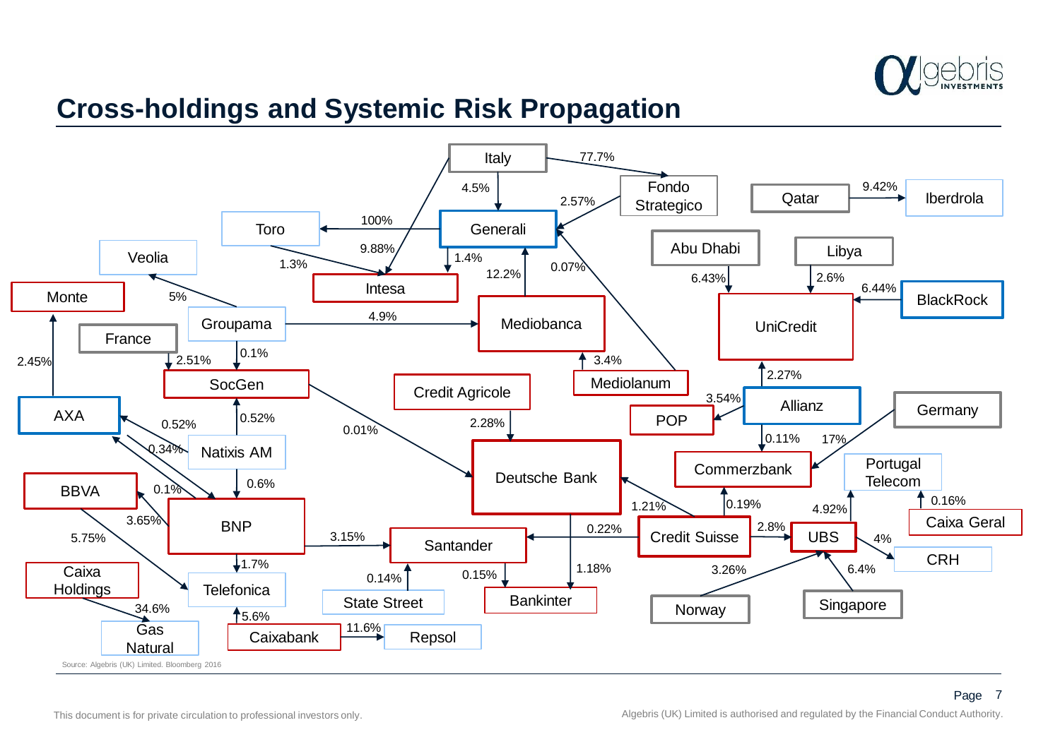# Cross-holdings and Systemic Risk Propagation

| From | To | Stake |
|---|---|---|
| Italy | Fondo Strategico | 77.7% |
| Italy | Generali | 4.5% |
| Italy | Intesa | 9.88% |
| Fondo Strategico | Generali | 2.57% |
| Generali | Toro | 100% |
| Toro | Intesa | 1.3% |
| Generali | Intesa | 1.4% |
| Mediobanca | Generali | 12.2% |
| Mediolanum | Generali | 0.07% |
| Mediolanum | Mediobanca | 3.4% |
| Groupama | Mediobanca | 4.9% |
| Groupama | Veolia | 5% |
| Groupama | SocGen | 0.1% |
| France | SocGen | 2.51% |
| AXA | Monte | 2.45% |
| SocGen | Deutsche Bank | 0.01% |
| Credit Agricole | Deutsche Bank | 2.28% |
| Natixis AM | SocGen | 0.52% |
| Natixis AM | BNP | 0.6% |
| BNP | AXA | 0.52% |
| AXA | BNP | 0.34% |
| BNP | BBVA | 0.1% |
| BBVA | BNP | 3.65% |
| BBVA | Telefonica | 5.75% |
| BNP | Telefonica | 1.7% |
| BNP | Santander | 3.15% |
| State Street | Santander | 0.14% |
| Santander | Bankinter | 0.15% |
| Deutsche Bank | Bankinter | 1.18% |
| Credit Suisse | Santander | 0.22% |
| Credit Suisse | Deutsche Bank | 1.21% |
| Credit Suisse | Commerzbank | 0.19% |
| Credit Suisse | UBS | 2.8% |
| Norway | UBS | 3.26% |
| Singapore | UBS | 6.4% |
| UBS | CRH | 4% |
| UBS | Portugal Telecom | 4.92% |
| Caixa Geral | Portugal Telecom | 0.16% |
| Caixa Holdings | Gas Natural | 34.6% |
| Caixabank | Telefonica | 5.6% |
| Caixabank | Repsol | 11.6% |
| Allianz | POP | 3.54% |
| Allianz | UniCredit | 2.27% |
| Allianz | Commerzbank | 0.11% |
| Germany | Commerzbank | 17% |
| Abu Dhabi | UniCredit | 6.43% |
| Libya | UniCredit | 2.6% |
| BlackRock | UniCredit | 6.44% |
| Qatar | Iberdrola | 9.42% |

Source: Algebris (UK) Limited. Bloomberg 2016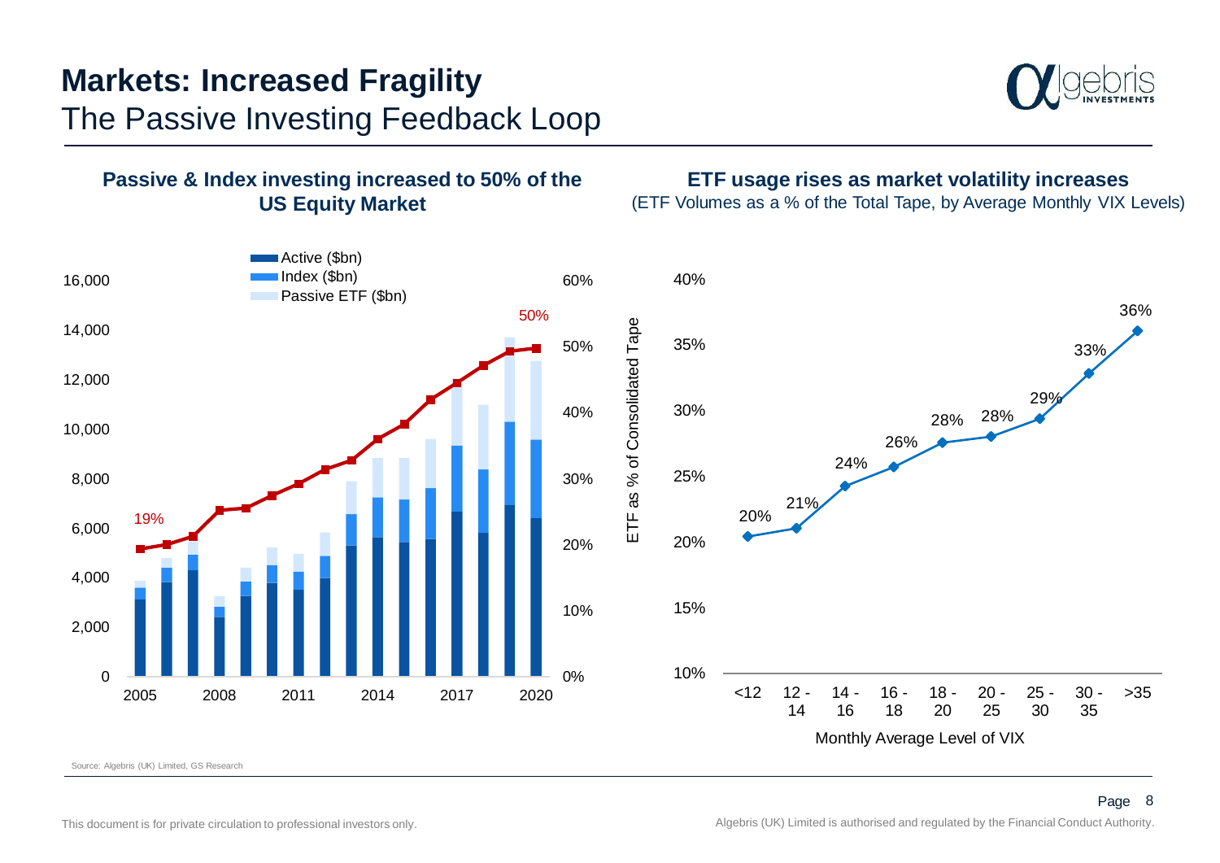# Markets: Increased Fragility

## The Passive Investing Feedback Loop

**Passive & Index investing increased to 50% of the US Equity Market**

Active ($bn)
Index ($bn)
Passive ETF ($bn)

19%

50%

**ETF usage rises as market volatility increases**

(ETF Volumes as a % of the Total Tape, by Average Monthly VIX Levels)

| Monthly Average Level of VIX | ETF as % of Consolidated Tape |
|---|---|
| <12 | 20% |
| 12 - 14 | 21% |
| 14 - 16 | 24% |
| 16 - 18 | 26% |
| 18 - 20 | 28% |
| 20 - 25 | 28% |
| 25 - 30 | 29% |
| 30 - 35 | 33% |
| >35 | 36% |

Source: Algebris (UK) Limited, GS Research

This document is for private circulation to professional investors only.

Algebris (UK) Limited is authorised and regulated by the Financial Conduct Authority.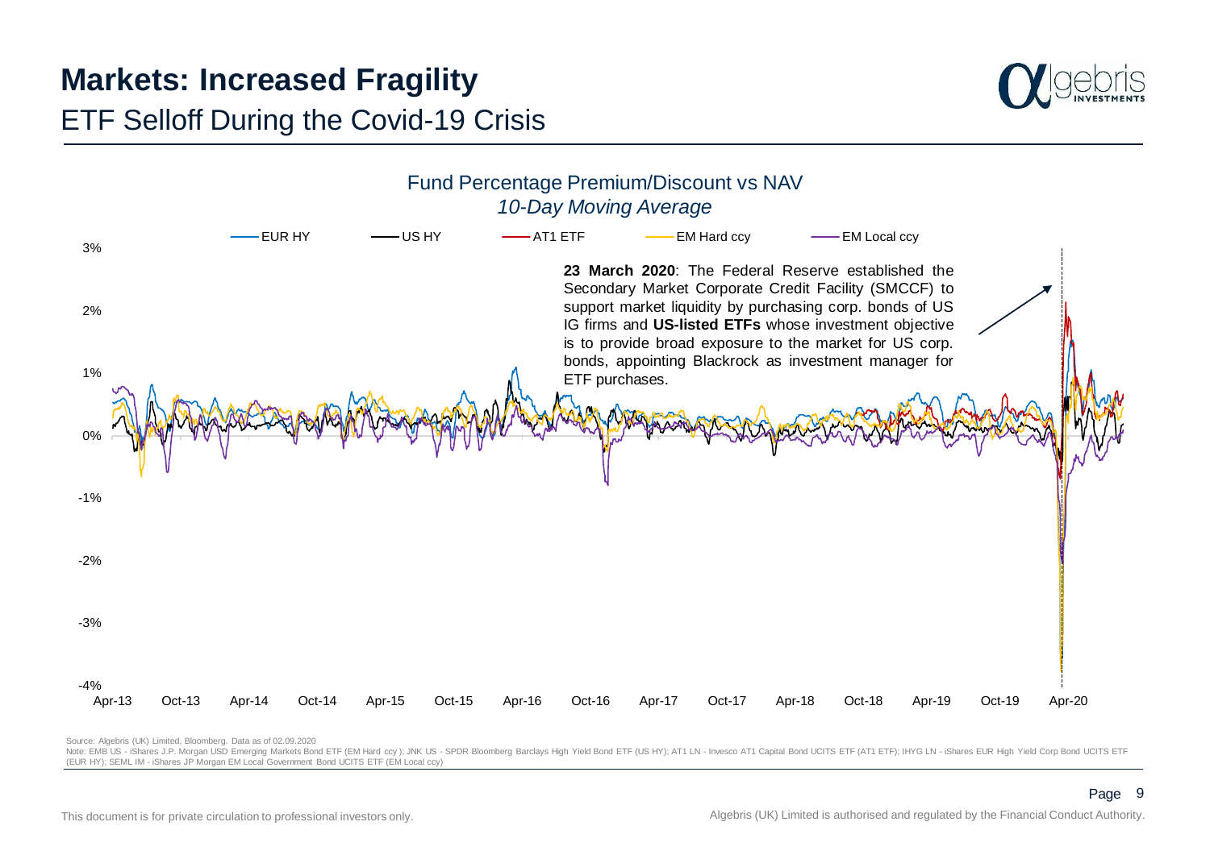# Markets: Increased Fragility

## ETF Selloff During the Covid-19 Crisis

### Fund Percentage Premium/Discount vs NAV

*10-Day Moving Average*

EUR HY | US HY | AT1 ETF | EM Hard ccy | EM Local ccy

**23 March 2020**: The Federal Reserve established the Secondary Market Corporate Credit Facility (SMCCF) to support market liquidity by purchasing corp. bonds of US IG firms and **US-listed ETFs** whose investment objective is to provide broad exposure to the market for US corp. bonds, appointing Blackrock as investment manager for ETF purchases.

Source: Algebris (UK) Limited, Bloomberg. Data as of 02.09.2020

Note: EMB US - iShares J.P. Morgan USD Emerging Markets Bond ETF (EM Hard ccy ); JNK US - SPDR Bloomberg Barclays High Yield Bond ETF (US HY); AT1 LN - Invesco AT1 Capital Bond UCITS ETF (AT1 ETF); IHYG LN - iShares EUR High Yield Corp Bond UCITS ETF (EUR HY); SEML IM - iShares JP Morgan EM Local Government Bond UCITS ETF (EM Local ccy)

This document is for private circulation to professional investors only.

Algebris (UK) Limited is authorised and regulated by the Financial Conduct Authority.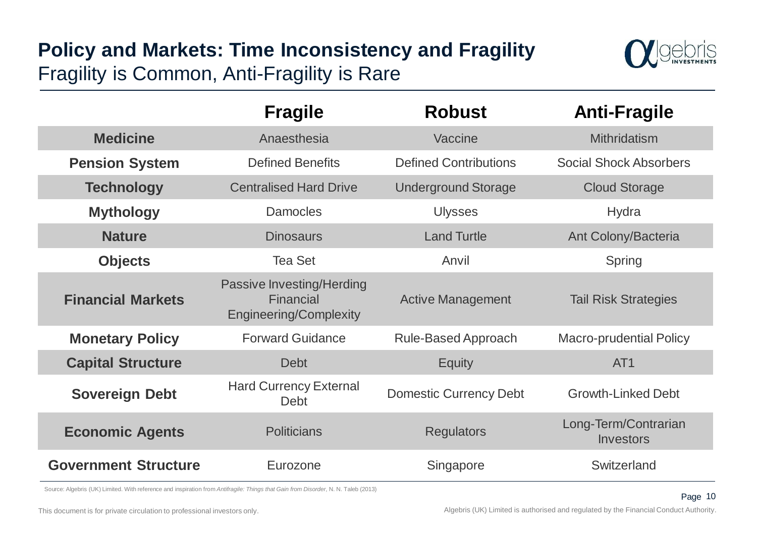# Policy and Markets: Time Inconsistency and Fragility

## Fragility is Common, Anti-Fragility is Rare

| | Fragile | Robust | Anti-Fragile |
|---|---|---|---|
| **Medicine** | Anaesthesia | Vaccine | Mithridatism |
| **Pension System** | Defined Benefits | Defined Contributions | Social Shock Absorbers |
| **Technology** | Centralised Hard Drive | Underground Storage | Cloud Storage |
| **Mythology** | Damocles | Ulysses | Hydra |
| **Nature** | Dinosaurs | Land Turtle | Ant Colony/Bacteria |
| **Objects** | Tea Set | Anvil | Spring |
| **Financial Markets** | Passive Investing/Herding Financial Engineering/Complexity | Active Management | Tail Risk Strategies |
| **Monetary Policy** | Forward Guidance | Rule-Based Approach | Macro-prudential Policy |
| **Capital Structure** | Debt | Equity | AT1 |
| **Sovereign Debt** | Hard Currency External Debt | Domestic Currency Debt | Growth-Linked Debt |
| **Economic Agents** | Politicians | Regulators | Long-Term/Contrarian Investors |
| **Government Structure** | Eurozone | Singapore | Switzerland |

Source: Algebris (UK) Limited. With reference and inspiration from *Antifragile: Things that Gain from Disorder*, N. N. Taleb (2013)

This document is for private circulation to professional investors only.

Algebris (UK) Limited is authorised and regulated by the Financial Conduct Authority.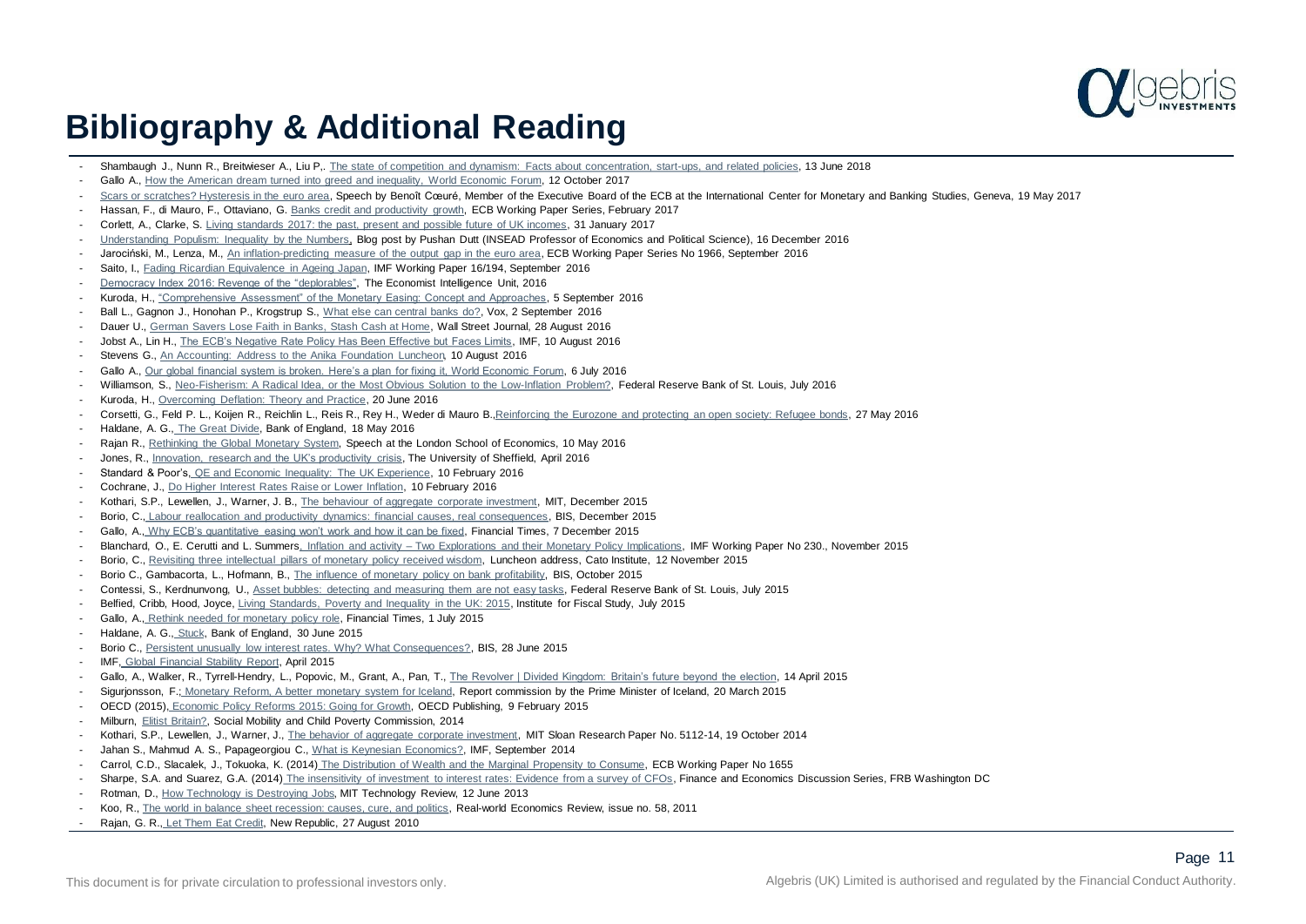# Bibliography & Additional Reading

- Shambaugh J., Nunn R., Breitwieser A., Liu P,. The state of competition and dynamism: Facts about concentration, start-ups, and related policies, 13 June 2018
- Gallo A., How the American dream turned into greed and inequality, World Economic Forum, 12 October 2017
- Scars or scratches? Hysteresis in the euro area, Speech by Benoît Cœuré, Member of the Executive Board of the ECB at the International Center for Monetary and Banking Studies, Geneva, 19 May 2017
- Hassan, F., di Mauro, F., Ottaviano, G. Banks credit and productivity growth, ECB Working Paper Series, February 2017
- Corlett, A., Clarke, S. Living standards 2017: the past, present and possible future of UK incomes, 31 January 2017
- Understanding Populism: Inequality by the Numbers, Blog post by Pushan Dutt (INSEAD Professor of Economics and Political Science), 16 December 2016
- Jarociński, M., Lenza, M., An inflation-predicting measure of the output gap in the euro area, ECB Working Paper Series No 1966, September 2016
- Saito, I., Fading Ricardian Equivalence in Ageing Japan, IMF Working Paper 16/194, September 2016
- Democracy Index 2016: Revenge of the "deplorables", The Economist Intelligence Unit, 2016
- Kuroda, H., "Comprehensive Assessment" of the Monetary Easing: Concept and Approaches, 5 September 2016
- Ball L., Gagnon J., Honohan P., Krogstrup S., What else can central banks do?, Vox, 2 September 2016
- Dauer U., German Savers Lose Faith in Banks, Stash Cash at Home, Wall Street Journal, 28 August 2016
- Jobst A., Lin H., The ECB's Negative Rate Policy Has Been Effective but Faces Limits, IMF, 10 August 2016
- Stevens G., An Accounting: Address to the Anika Foundation Luncheon, 10 August 2016
- Gallo A., Our global financial system is broken. Here's a plan for fixing it, World Economic Forum, 6 July 2016
- Williamson, S., Neo-Fisherism: A Radical Idea, or the Most Obvious Solution to the Low-Inflation Problem?, Federal Reserve Bank of St. Louis, July 2016
- Kuroda, H., Overcoming Deflation: Theory and Practice, 20 June 2016
- Corsetti, G., Feld P. L., Koijen R., Reichlin L., Reis R., Rey H., Weder di Mauro B.,Reinforcing the Eurozone and protecting an open society: Refugee bonds, 27 May 2016
- Haldane, A. G., The Great Divide, Bank of England, 18 May 2016
- Rajan R., Rethinking the Global Monetary System, Speech at the London School of Economics, 10 May 2016
- Jones, R., Innovation, research and the UK's productivity crisis, The University of Sheffield, April 2016
- Standard & Poor's, QE and Economic Inequality: The UK Experience, 10 February 2016
- Cochrane, J., Do Higher Interest Rates Raise or Lower Inflation, 10 February 2016
- Kothari, S.P., Lewellen, J., Warner, J. B., The behaviour of aggregate corporate investment, MIT, December 2015
- Borio, C., Labour reallocation and productivity dynamics: financial causes, real consequences, BIS, December 2015
- Gallo, A., Why ECB's quantitative easing won't work and how it can be fixed, Financial Times, 7 December 2015
- Blanchard, O., E. Cerutti and L. Summers, Inflation and activity – Two Explorations and their Monetary Policy Implications, IMF Working Paper No 230., November 2015
- Borio, C., Revisiting three intellectual pillars of monetary policy received wisdom, Luncheon address, Cato Institute, 12 November 2015
- Borio C., Gambacorta, L., Hofmann, B., The influence of monetary policy on bank profitability, BIS, October 2015
- Contessi, S., Kerdnunvong, U., Asset bubbles: detecting and measuring them are not easy tasks, Federal Reserve Bank of St. Louis, July 2015
- Belfied, Cribb, Hood, Joyce, Living Standards, Poverty and Inequality in the UK: 2015, Institute for Fiscal Study, July 2015
- Gallo, A., Rethink needed for monetary policy role, Financial Times, 1 July 2015
- Haldane, A. G., Stuck, Bank of England, 30 June 2015
- Borio C., Persistent unusually low interest rates. Why? What Consequences?, BIS, 28 June 2015
- IMF, Global Financial Stability Report, April 2015
- Gallo, A., Walker, R., Tyrrell-Hendry, L., Popovic, M., Grant, A., Pan, T., The Revolver | Divided Kingdom: Britain's future beyond the election, 14 April 2015
- Sigurjonsson, F.: Monetary Reform, A better monetary system for Iceland, Report commission by the Prime Minister of Iceland, 20 March 2015
- OECD (2015), Economic Policy Reforms 2015: Going for Growth, OECD Publishing, 9 February 2015
- Milburn, Elitist Britain?, Social Mobility and Child Poverty Commission, 2014
- Kothari, S.P., Lewellen, J., Warner, J., The behavior of aggregate corporate investment, MIT Sloan Research Paper No. 5112-14, 19 October 2014
- Jahan S., Mahmud A. S., Papageorgiou C., What is Keynesian Economics?, IMF, September 2014
- Carrol, C.D., Slacalek, J., Tokuoka, K. (2014) The Distribution of Wealth and the Marginal Propensity to Consume, ECB Working Paper No 1655
- Sharpe, S.A. and Suarez, G.A. (2014) The insensitivity of investment to interest rates: Evidence from a survey of CFOs, Finance and Economics Discussion Series, FRB Washington DC
- Rotman, D., How Technology is Destroying Jobs, MIT Technology Review, 12 June 2013
- Koo, R., The world in balance sheet recession: causes, cure, and politics, Real-world Economics Review, issue no. 58, 2011
- Rajan, G. R., Let Them Eat Credit, New Republic, 27 August 2010

This document is for private circulation to professional investors only.

Algebris (UK) Limited is authorised and regulated by the Financial Conduct Authority.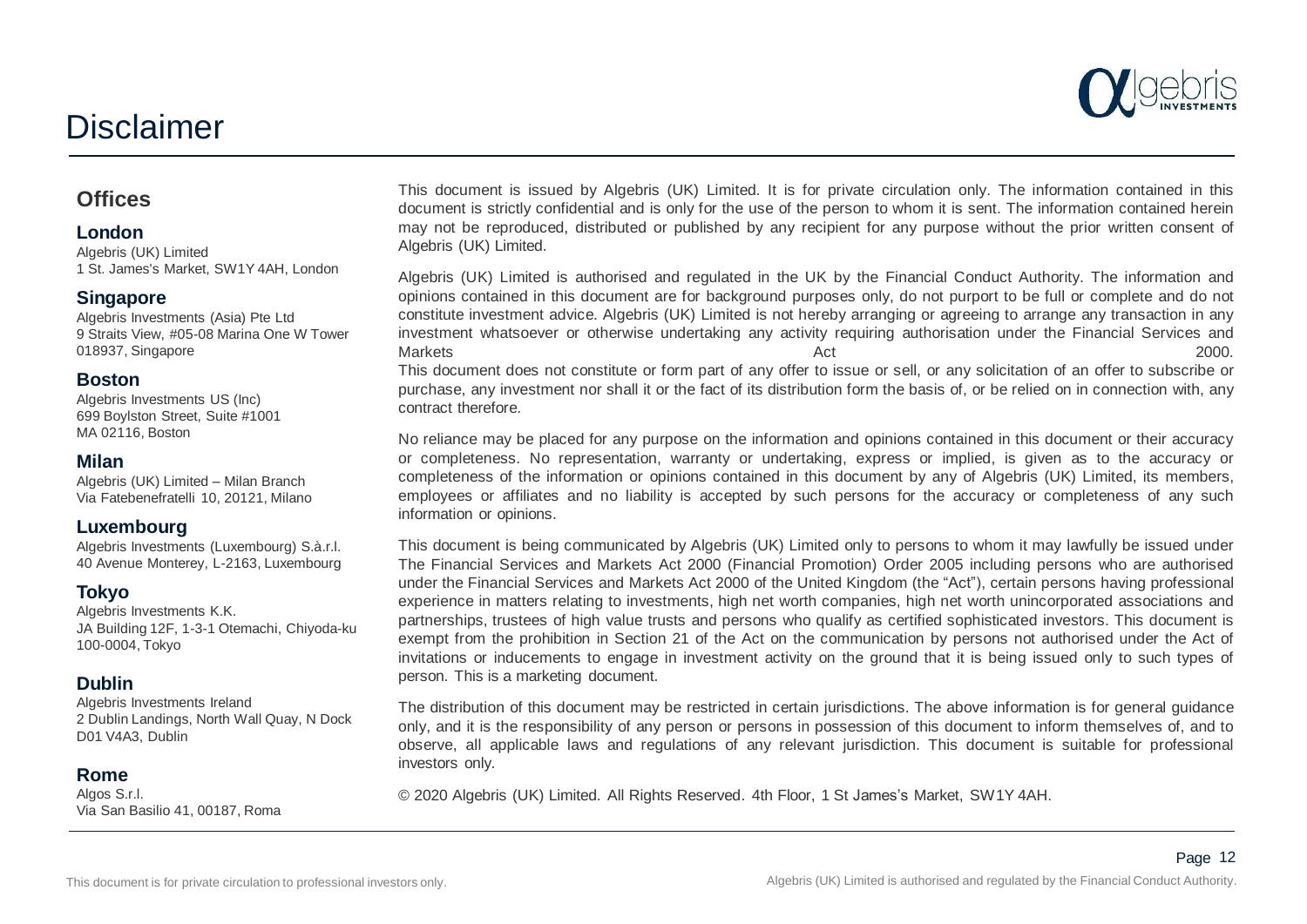# Disclaimer

## Offices

### London
Algebris (UK) Limited
1 St. James's Market, SW1Y 4AH, London

### Singapore
Algebris Investments (Asia) Pte Ltd
9 Straits View, #05-08 Marina One W Tower
018937, Singapore

### Boston
Algebris Investments US (Inc)
699 Boylston Street, Suite #1001
MA 02116, Boston

### Milan
Algebris (UK) Limited – Milan Branch
Via Fatebenefratelli 10, 20121, Milano

### Luxembourg
Algebris Investments (Luxembourg) S.à.r.l.
40 Avenue Monterey, L-2163, Luxembourg

### Tokyo
Algebris Investments K.K.
JA Building 12F, 1-3-1 Otemachi, Chiyoda-ku
100-0004, Tokyo

### Dublin
Algebris Investments Ireland
2 Dublin Landings, North Wall Quay, N Dock
D01 V4A3, Dublin

### Rome
Algos S.r.l.
Via San Basilio 41, 00187, Roma

This document is issued by Algebris (UK) Limited. It is for private circulation only. The information contained in this document is strictly confidential and is only for the use of the person to whom it is sent. The information contained herein may not be reproduced, distributed or published by any recipient for any purpose without the prior written consent of Algebris (UK) Limited.

Algebris (UK) Limited is authorised and regulated in the UK by the Financial Conduct Authority. The information and opinions contained in this document are for background purposes only, do not purport to be full or complete and do not constitute investment advice. Algebris (UK) Limited is not hereby arranging or agreeing to arrange any transaction in any investment whatsoever or otherwise undertaking any activity requiring authorisation under the Financial Services and Markets Act 2000.
This document does not constitute or form part of any offer to issue or sell, or any solicitation of an offer to subscribe or purchase, any investment nor shall it or the fact of its distribution form the basis of, or be relied on in connection with, any contract therefore.

No reliance may be placed for any purpose on the information and opinions contained in this document or their accuracy or completeness. No representation, warranty or undertaking, express or implied, is given as to the accuracy or completeness of the information or opinions contained in this document by any of Algebris (UK) Limited, its members, employees or affiliates and no liability is accepted by such persons for the accuracy or completeness of any such information or opinions.

This document is being communicated by Algebris (UK) Limited only to persons to whom it may lawfully be issued under The Financial Services and Markets Act 2000 (Financial Promotion) Order 2005 including persons who are authorised under the Financial Services and Markets Act 2000 of the United Kingdom (the "Act"), certain persons having professional experience in matters relating to investments, high net worth companies, high net worth unincorporated associations and partnerships, trustees of high value trusts and persons who qualify as certified sophisticated investors. This document is exempt from the prohibition in Section 21 of the Act on the communication by persons not authorised under the Act of invitations or inducements to engage in investment activity on the ground that it is being issued only to such types of person. This is a marketing document.

The distribution of this document may be restricted in certain jurisdictions. The above information is for general guidance only, and it is the responsibility of any person or persons in possession of this document to inform themselves of, and to observe, all applicable laws and regulations of any relevant jurisdiction. This document is suitable for professional investors only.

© 2020 Algebris (UK) Limited. All Rights Reserved. 4th Floor, 1 St James's Market, SW1Y 4AH.